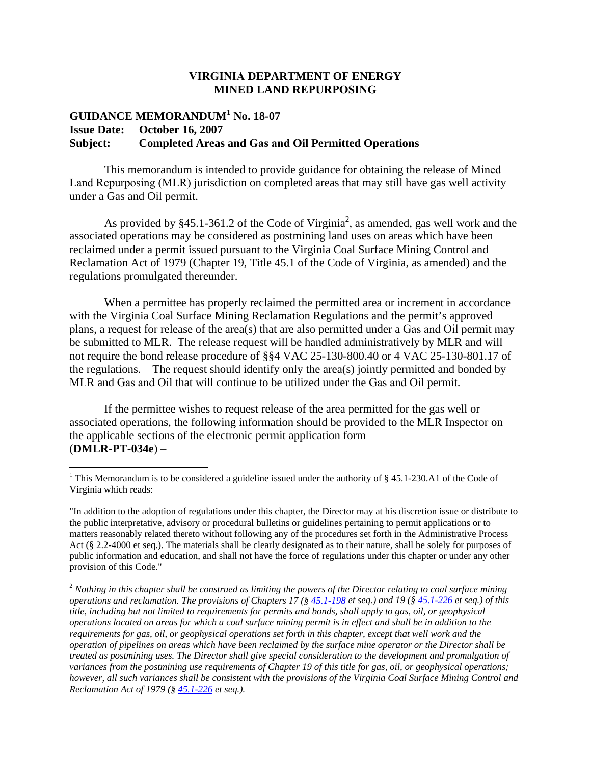**VIRGINIA DEPARTMENT OF ENERGY**
**MINED LAND REPURPOSING**

**GUIDANCE MEMORANDUM[1] No. 18-07**
**Issue Date: October 16, 2007**
**Subject: Completed Areas and Gas and Oil Permitted Operations**

This memorandum is intended to provide guidance for obtaining the release of Mined Land Repurposing (MLR) jurisdiction on completed areas that may still have gas well activity under a Gas and Oil permit.

As provided by §45.1-361.2 of the Code of Virginia[2], as amended, gas well work and the associated operations may be considered as postmining land uses on areas which have been reclaimed under a permit issued pursuant to the Virginia Coal Surface Mining Control and Reclamation Act of 1979 (Chapter 19, Title 45.1 of the Code of Virginia, as amended) and the regulations promulgated thereunder.

When a permittee has properly reclaimed the permitted area or increment in accordance with the Virginia Coal Surface Mining Reclamation Regulations and the permit's approved plans, a request for release of the area(s) that are also permitted under a Gas and Oil permit may be submitted to MLR. The release request will be handled administratively by MLR and will not require the bond release procedure of §§4 VAC 25-130-800.40 or 4 VAC 25-130-801.17 of the regulations. The request should identify only the area(s) jointly permitted and bonded by MLR and Gas and Oil that will continue to be utilized under the Gas and Oil permit.

If the permittee wishes to request release of the area permitted for the gas well or associated operations, the following information should be provided to the MLR Inspector on the applicable sections of the electronic permit application form (**DMLR-PT-034e**) –

---

[1] This Memorandum is to be considered a guideline issued under the authority of § 45.1-230.A1 of the Code of Virginia which reads:

"In addition to the adoption of regulations under this chapter, the Director may at his discretion issue or distribute to the public interpretative, advisory or procedural bulletins or guidelines pertaining to permit applications or to matters reasonably related thereto without following any of the procedures set forth in the Administrative Process Act (§ 2.2-4000 et seq.). The materials shall be clearly designated as to their nature, shall be solely for purposes of public information and education, and shall not have the force of regulations under this chapter or under any other provision of this Code."

[2] *Nothing in this chapter shall be construed as limiting the powers of the Director relating to coal surface mining operations and reclamation. The provisions of Chapters 17 (§ 45.1-198 et seq.) and 19 (§ 45.1-226 et seq.) of this title, including but not limited to requirements for permits and bonds, shall apply to gas, oil, or geophysical operations located on areas for which a coal surface mining permit is in effect and shall be in addition to the requirements for gas, oil, or geophysical operations set forth in this chapter, except that well work and the operation of pipelines on areas which have been reclaimed by the surface mine operator or the Director shall be treated as postmining uses. The Director shall give special consideration to the development and promulgation of variances from the postmining use requirements of Chapter 19 of this title for gas, oil, or geophysical operations; however, all such variances shall be consistent with the provisions of the Virginia Coal Surface Mining Control and Reclamation Act of 1979 (§ 45.1-226 et seq.).*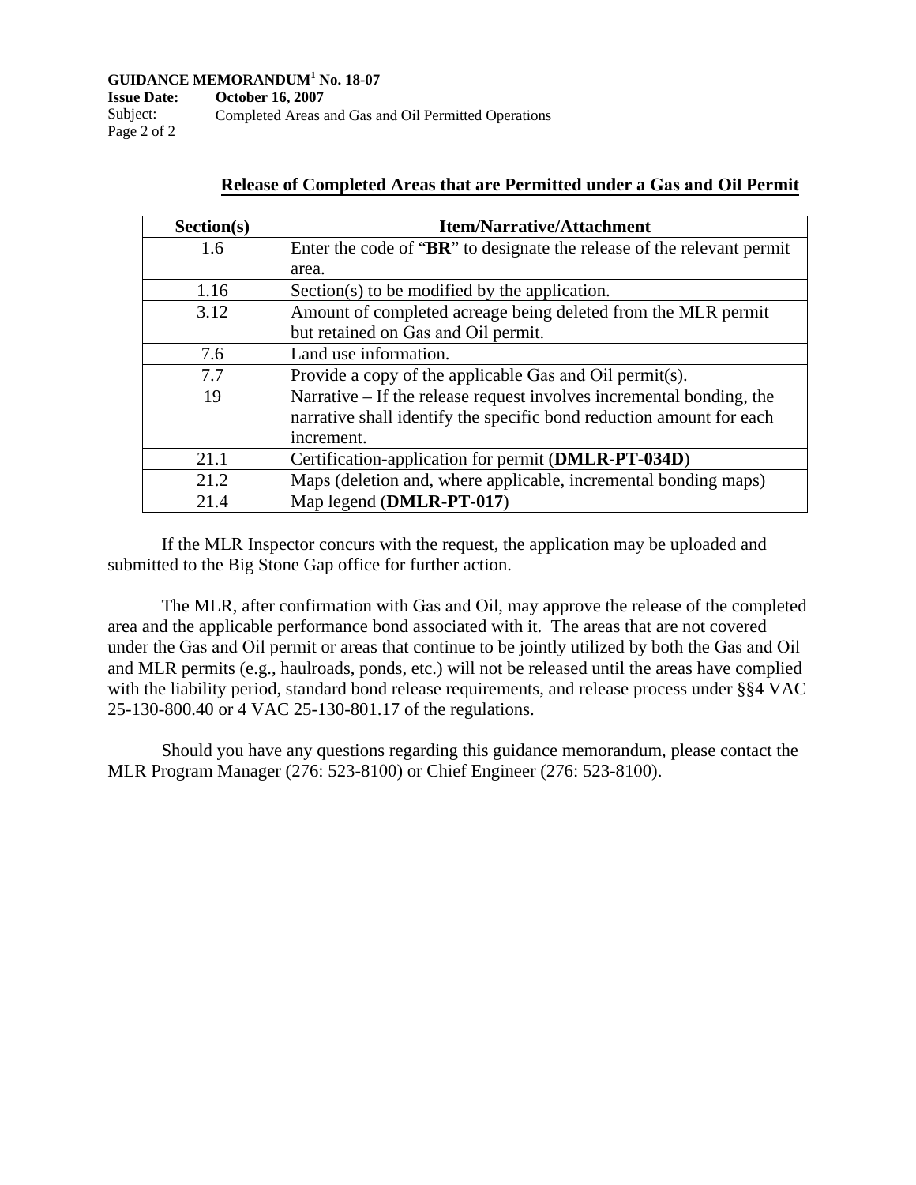## Release of Completed Areas that are Permitted under a Gas and Oil Permit

| Section(s) | Item/Narrative/Attachment |
|---|---|
| 1.6 | Enter the code of "**BR**" to designate the release of the relevant permit area. |
| 1.16 | Section(s) to be modified by the application. |
| 3.12 | Amount of completed acreage being deleted from the MLR permit but retained on Gas and Oil permit. |
| 7.6 | Land use information. |
| 7.7 | Provide a copy of the applicable Gas and Oil permit(s). |
| 19 | Narrative – If the release request involves incremental bonding, the narrative shall identify the specific bond reduction amount for each increment. |
| 21.1 | Certification-application for permit (**DMLR-PT-034D**) |
| 21.2 | Maps (deletion and, where applicable, incremental bonding maps) |
| 21.4 | Map legend (**DMLR-PT-017**) |

If the MLR Inspector concurs with the request, the application may be uploaded and submitted to the Big Stone Gap office for further action.

The MLR, after confirmation with Gas and Oil, may approve the release of the completed area and the applicable performance bond associated with it. The areas that are not covered under the Gas and Oil permit or areas that continue to be jointly utilized by both the Gas and Oil and MLR permits (e.g., haulroads, ponds, etc.) will not be released until the areas have complied with the liability period, standard bond release requirements, and release process under §§4 VAC 25-130-800.40 or 4 VAC 25-130-801.17 of the regulations.

Should you have any questions regarding this guidance memorandum, please contact the MLR Program Manager (276: 523-8100) or Chief Engineer (276: 523-8100).